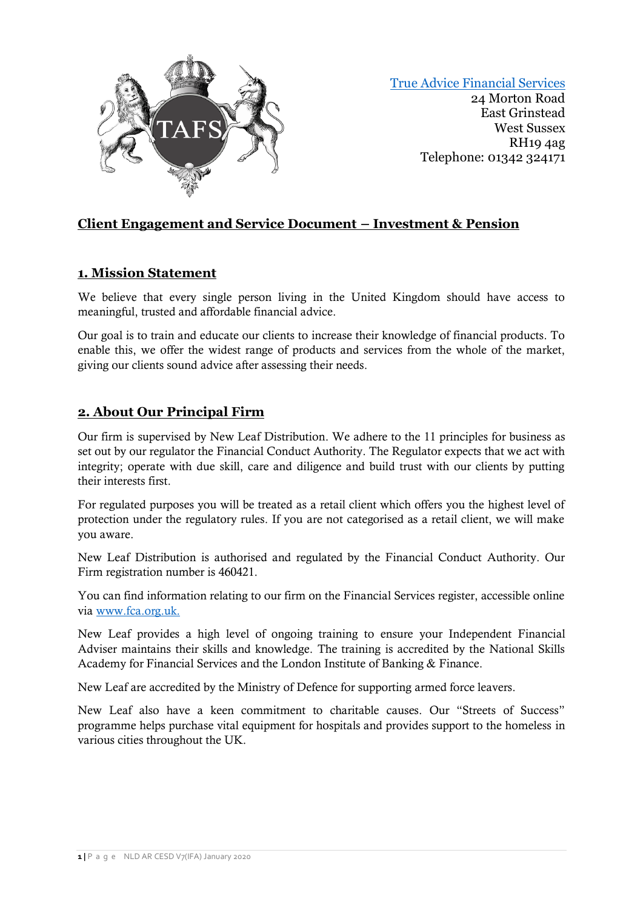True Advice Financial Services
24 Morton Road
East Grinstead
West Sussex
RH19 4ag
Telephone: 01342 324171

# Client Engagement and Service Document – Investment & Pension

## 1. Mission Statement

We believe that every single person living in the United Kingdom should have access to meaningful, trusted and affordable financial advice.

Our goal is to train and educate our clients to increase their knowledge of financial products. To enable this, we offer the widest range of products and services from the whole of the market, giving our clients sound advice after assessing their needs.

## 2. About Our Principal Firm

Our firm is supervised by New Leaf Distribution. We adhere to the 11 principles for business as set out by our regulator the Financial Conduct Authority. The Regulator expects that we act with integrity; operate with due skill, care and diligence and build trust with our clients by putting their interests first.

For regulated purposes you will be treated as a retail client which offers you the highest level of protection under the regulatory rules. If you are not categorised as a retail client, we will make you aware.

New Leaf Distribution is authorised and regulated by the Financial Conduct Authority. Our Firm registration number is 460421.

You can find information relating to our firm on the Financial Services register, accessible online via www.fca.org.uk.

New Leaf provides a high level of ongoing training to ensure your Independent Financial Adviser maintains their skills and knowledge. The training is accredited by the National Skills Academy for Financial Services and the London Institute of Banking & Finance.

New Leaf are accredited by the Ministry of Defence for supporting armed force leavers.

New Leaf also have a keen commitment to charitable causes. Our "Streets of Success" programme helps purchase vital equipment for hospitals and provides support to the homeless in various cities throughout the UK.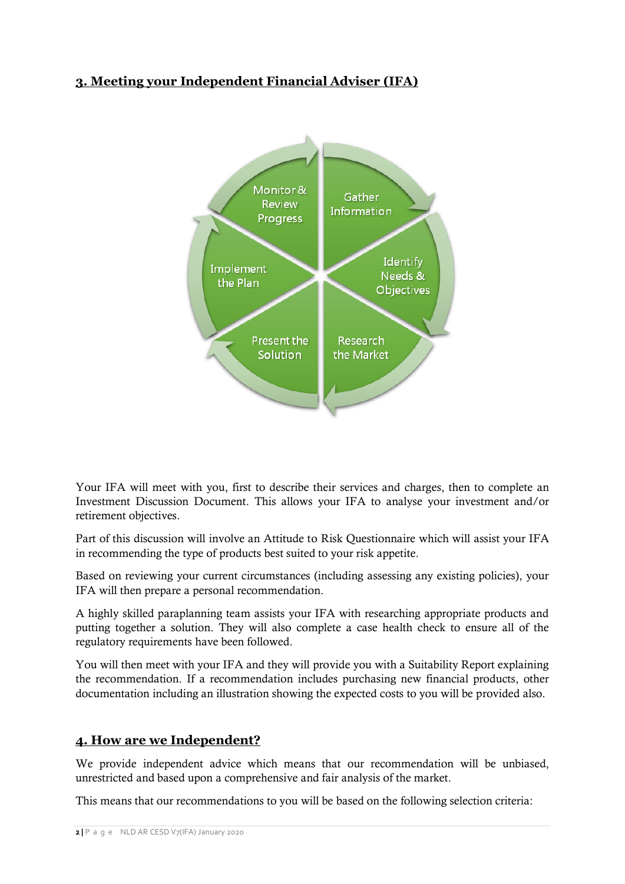## 3. Meeting your Independent Financial Adviser (IFA)

Gather Information

Identify Needs & Objectives

Research the Market

Present the Solution

Implement the Plan

Monitor & Review Progress

Your IFA will meet with you, first to describe their services and charges, then to complete an Investment Discussion Document. This allows your IFA to analyse your investment and/or retirement objectives.

Part of this discussion will involve an Attitude to Risk Questionnaire which will assist your IFA in recommending the type of products best suited to your risk appetite.

Based on reviewing your current circumstances (including assessing any existing policies), your IFA will then prepare a personal recommendation.

A highly skilled paraplanning team assists your IFA with researching appropriate products and putting together a solution. They will also complete a case health check to ensure all of the regulatory requirements have been followed.

You will then meet with your IFA and they will provide you with a Suitability Report explaining the recommendation. If a recommendation includes purchasing new financial products, other documentation including an illustration showing the expected costs to you will be provided also.

## 4. How are we Independent?

We provide independent advice which means that our recommendation will be unbiased, unrestricted and based upon a comprehensive and fair analysis of the market.

This means that our recommendations to you will be based on the following selection criteria: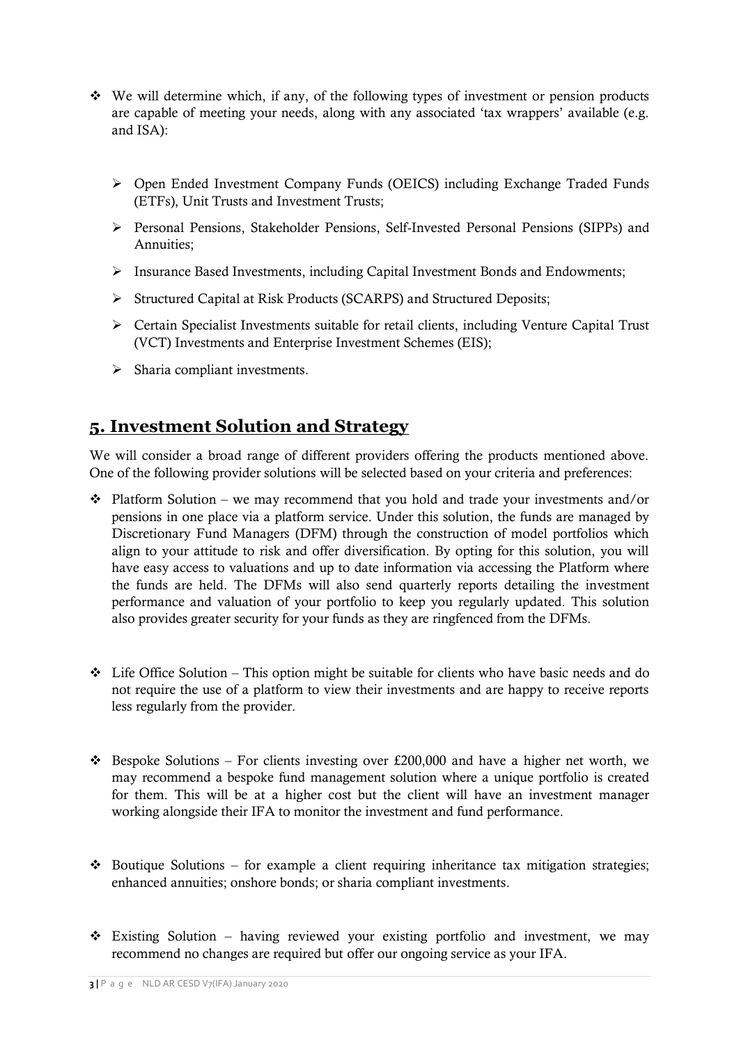- We will determine which, if any, of the following types of investment or pension products are capable of meeting your needs, along with any associated 'tax wrappers' available (e.g. and ISA):

  - Open Ended Investment Company Funds (OEICS) including Exchange Traded Funds (ETFs), Unit Trusts and Investment Trusts;
  - Personal Pensions, Stakeholder Pensions, Self-Invested Personal Pensions (SIPPs) and Annuities;
  - Insurance Based Investments, including Capital Investment Bonds and Endowments;
  - Structured Capital at Risk Products (SCARPS) and Structured Deposits;
  - Certain Specialist Investments suitable for retail clients, including Venture Capital Trust (VCT) Investments and Enterprise Investment Schemes (EIS);
  - Sharia compliant investments.

## 5. Investment Solution and Strategy

We will consider a broad range of different providers offering the products mentioned above. One of the following provider solutions will be selected based on your criteria and preferences:

- Platform Solution – we may recommend that you hold and trade your investments and/or pensions in one place via a platform service. Under this solution, the funds are managed by Discretionary Fund Managers (DFM) through the construction of model portfolios which align to your attitude to risk and offer diversification. By opting for this solution, you will have easy access to valuations and up to date information via accessing the Platform where the funds are held. The DFMs will also send quarterly reports detailing the investment performance and valuation of your portfolio to keep you regularly updated. This solution also provides greater security for your funds as they are ringfenced from the DFMs.

- Life Office Solution – This option might be suitable for clients who have basic needs and do not require the use of a platform to view their investments and are happy to receive reports less regularly from the provider.

- Bespoke Solutions – For clients investing over £200,000 and have a higher net worth, we may recommend a bespoke fund management solution where a unique portfolio is created for them. This will be at a higher cost but the client will have an investment manager working alongside their IFA to monitor the investment and fund performance.

- Boutique Solutions – for example a client requiring inheritance tax mitigation strategies; enhanced annuities; onshore bonds; or sharia compliant investments.

- Existing Solution – having reviewed your existing portfolio and investment, we may recommend no changes are required but offer our ongoing service as your IFA.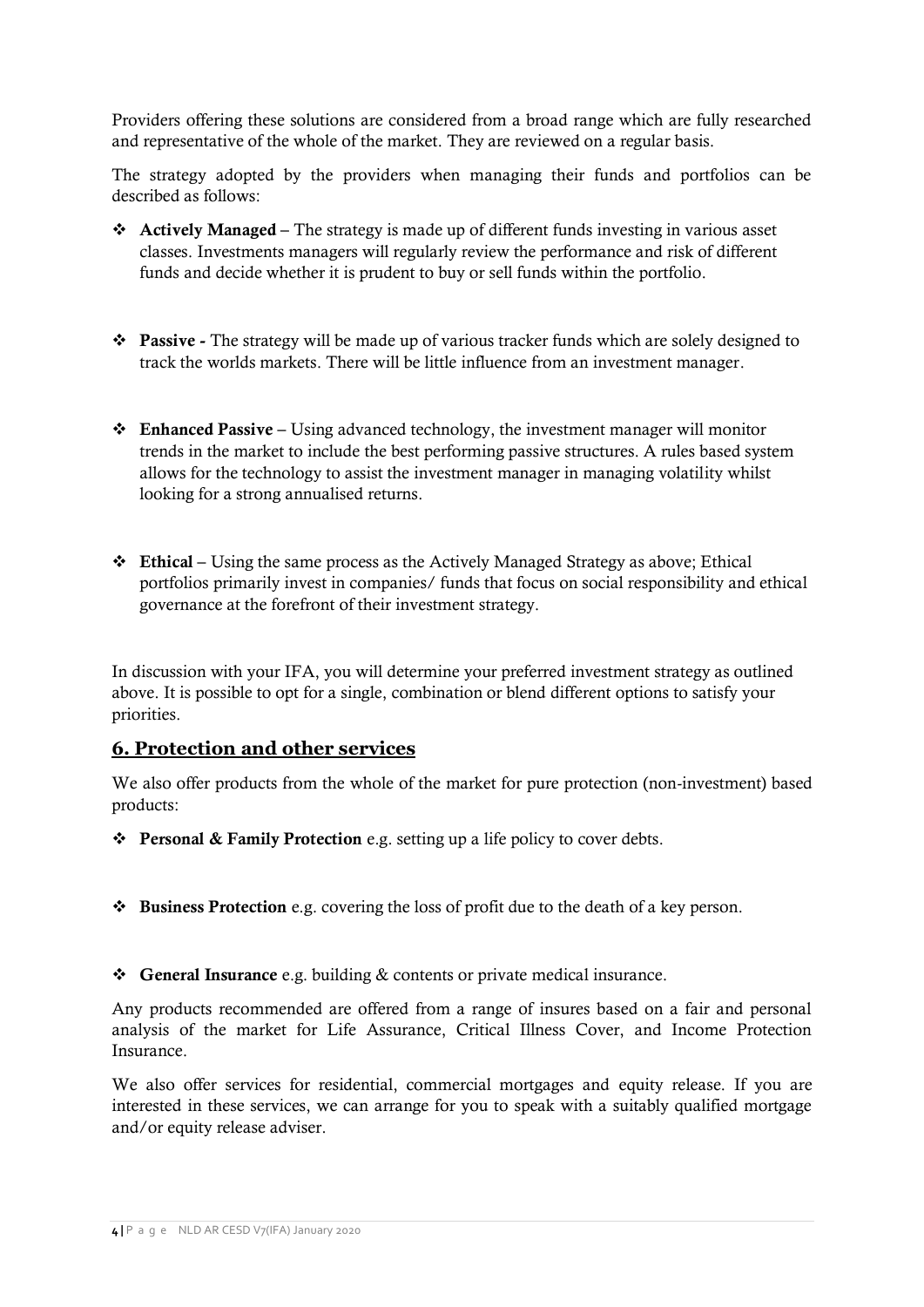Providers offering these solutions are considered from a broad range which are fully researched and representative of the whole of the market. They are reviewed on a regular basis.

The strategy adopted by the providers when managing their funds and portfolios can be described as follows:

- **Actively Managed** – The strategy is made up of different funds investing in various asset classes. Investments managers will regularly review the performance and risk of different funds and decide whether it is prudent to buy or sell funds within the portfolio.

- **Passive -** The strategy will be made up of various tracker funds which are solely designed to track the worlds markets. There will be little influence from an investment manager.

- **Enhanced Passive** – Using advanced technology, the investment manager will monitor trends in the market to include the best performing passive structures. A rules based system allows for the technology to assist the investment manager in managing volatility whilst looking for a strong annualised returns.

- **Ethical** – Using the same process as the Actively Managed Strategy as above; Ethical portfolios primarily invest in companies/ funds that focus on social responsibility and ethical governance at the forefront of their investment strategy.

In discussion with your IFA, you will determine your preferred investment strategy as outlined above. It is possible to opt for a single, combination or blend different options to satisfy your priorities.

## 6. Protection and other services

We also offer products from the whole of the market for pure protection (non-investment) based products:

- **Personal & Family Protection** e.g. setting up a life policy to cover debts.

- **Business Protection** e.g. covering the loss of profit due to the death of a key person.

- **General Insurance** e.g. building & contents or private medical insurance.

Any products recommended are offered from a range of insures based on a fair and personal analysis of the market for Life Assurance, Critical Illness Cover, and Income Protection Insurance.

We also offer services for residential, commercial mortgages and equity release. If you are interested in these services, we can arrange for you to speak with a suitably qualified mortgage and/or equity release adviser.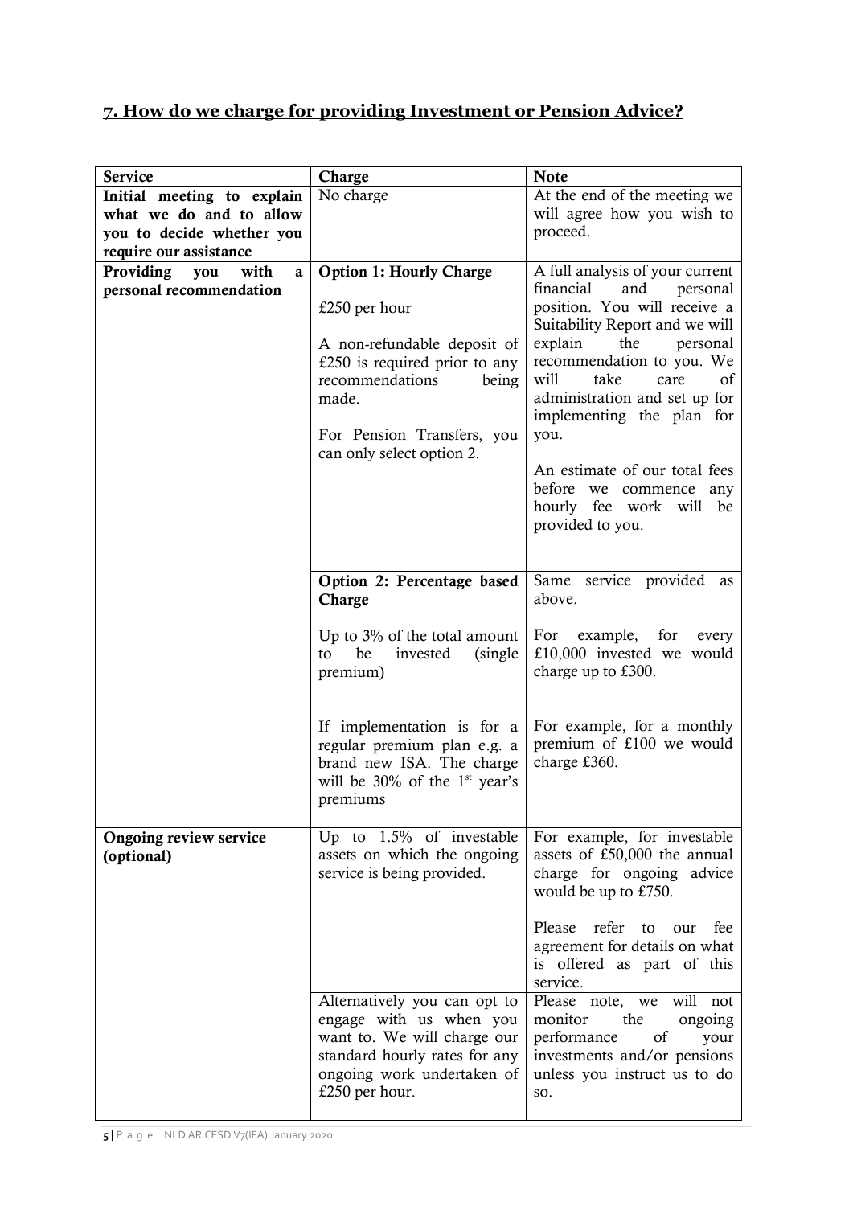## 7. How do we charge for providing Investment or Pension Advice?

| Service | Charge | Note |
|---|---|---|
| **Initial meeting to explain what we do and to allow you to decide whether you require our assistance** | No charge | At the end of the meeting we will agree how you wish to proceed. |
| **Providing you with a personal recommendation** | **Option 1: Hourly Charge**<br><br>£250 per hour<br><br>A non-refundable deposit of £250 is required prior to any recommendations being made.<br><br>For Pension Transfers, you can only select option 2. | A full analysis of your current financial and personal position. You will receive a Suitability Report and we will explain the personal recommendation to you. We will take care of administration and set up for implementing the plan for you.<br><br>An estimate of our total fees before we commence any hourly fee work will be provided to you. |
| | **Option 2: Percentage based Charge**<br><br>Up to 3% of the total amount to be invested (single premium) | Same service provided as above.<br><br>For example, for every £10,000 invested we would charge up to £300. |
| | If implementation is for a regular premium plan e.g. a brand new ISA. The charge will be 30% of the 1st year's premiums | For example, for a monthly premium of £100 we would charge £360. |
| **Ongoing review service (optional)** | Up to 1.5% of investable assets on which the ongoing service is being provided. | For example, for investable assets of £50,000 the annual charge for ongoing advice would be up to £750.<br><br>Please refer to our fee agreement for details on what is offered as part of this service. |
| | Alternatively you can opt to engage with us when you want to. We will charge our standard hourly rates for any ongoing work undertaken of £250 per hour. | Please note, we will not monitor the ongoing performance of your investments and/or pensions unless you instruct us to do so. |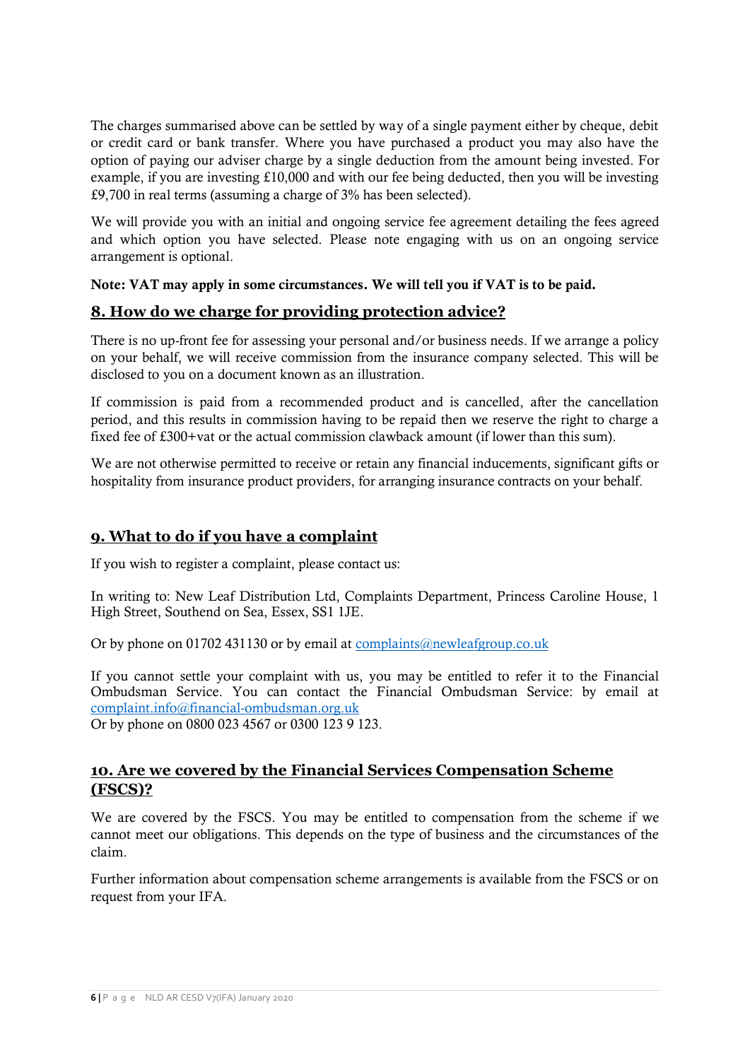The charges summarised above can be settled by way of a single payment either by cheque, debit or credit card or bank transfer. Where you have purchased a product you may also have the option of paying our adviser charge by a single deduction from the amount being invested. For example, if you are investing £10,000 and with our fee being deducted, then you will be investing £9,700 in real terms (assuming a charge of 3% has been selected).

We will provide you with an initial and ongoing service fee agreement detailing the fees agreed and which option you have selected. Please note engaging with us on an ongoing service arrangement is optional.

**Note: VAT may apply in some circumstances. We will tell you if VAT is to be paid.**

## 8. How do we charge for providing protection advice?

There is no up-front fee for assessing your personal and/or business needs. If we arrange a policy on your behalf, we will receive commission from the insurance company selected. This will be disclosed to you on a document known as an illustration.

If commission is paid from a recommended product and is cancelled, after the cancellation period, and this results in commission having to be repaid then we reserve the right to charge a fixed fee of £300+vat or the actual commission clawback amount (if lower than this sum).

We are not otherwise permitted to receive or retain any financial inducements, significant gifts or hospitality from insurance product providers, for arranging insurance contracts on your behalf.

## 9. What to do if you have a complaint

If you wish to register a complaint, please contact us:

In writing to: New Leaf Distribution Ltd, Complaints Department, Princess Caroline House, 1 High Street, Southend on Sea, Essex, SS1 1JE.

Or by phone on 01702 431130 or by email at complaints@newleafgroup.co.uk

If you cannot settle your complaint with us, you may be entitled to refer it to the Financial Ombudsman Service. You can contact the Financial Ombudsman Service: by email at complaint.info@financial-ombudsman.org.uk
Or by phone on 0800 023 4567 or 0300 123 9 123.

## 10. Are we covered by the Financial Services Compensation Scheme (FSCS)?

We are covered by the FSCS. You may be entitled to compensation from the scheme if we cannot meet our obligations. This depends on the type of business and the circumstances of the claim.

Further information about compensation scheme arrangements is available from the FSCS or on request from your IFA.